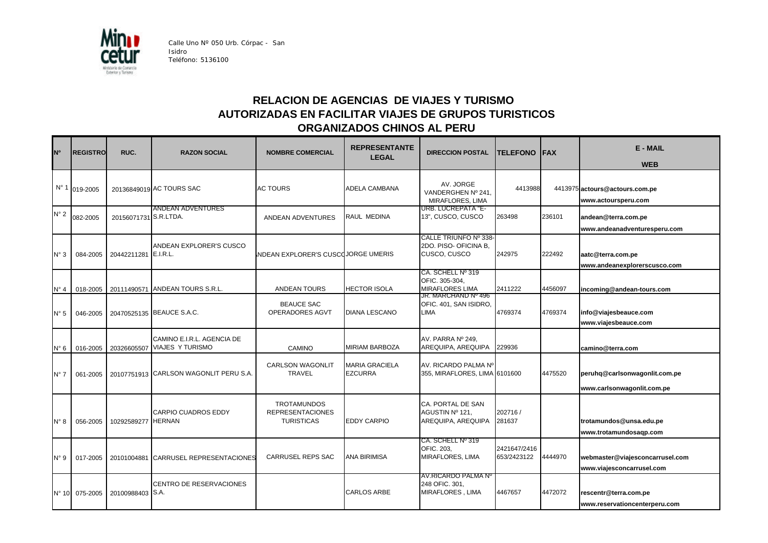Calle Uno Nº 050 Urb. Córpac - San Isidro
Teléfono: 5136100

# RELACION DE AGENCIAS DE VIAJES Y TURISMO AUTORIZADAS EN FACILITAR VIAJES DE GRUPOS TURISTICOS ORGANIZADOS CHINOS AL PERU

| Nº | REGISTRO | RUC. | RAZON SOCIAL | NOMBRE COMERCIAL | REPRESENTANTE LEGAL | DIRECCION POSTAL | TELEFONO | FAX | E - MAIL / WEB |
|---|---|---|---|---|---|---|---|---|---|
| N° 1 | 019-2005 | 20136849019 | AC TOURS SAC | AC TOURS | ADELA CAMBANA | AV. JORGE VANDERGHEN Nº 241, MIRAFLORES, LIMA | 4413988 | 4413975 | actours@actours.com.pe www.actoursperu.com |
| N° 2 | 082-2005 | 20156071731 | ANDEAN ADVENTURES S.R.LTDA. | ANDEAN ADVENTURES | RAUL MEDINA | URB. LUCREPATA "E-13", CUSCO, CUSCO | 263498 | 236101 | andean@terra.com.pe www.andeanadventuresperu.com |
| N° 3 | 084-2005 | 20442211281 | ANDEAN EXPLORER'S CUSCO E.I.R.L. | ANDEAN EXPLORER'S CUSCO | JORGE UMERIS | CALLE TRIUNFO Nº 338-2DO. PISO- OFICINA B, CUSCO, CUSCO | 242975 | 222492 | aatc@terra.com.pe www.andeanexplorerscusco.com |
| N° 4 | 018-2005 | 20111490571 | ANDEAN TOURS S.R.L. | ANDEAN TOURS | HECTOR ISOLA | CA. SCHELL Nº 319 OFIC. 305-304, MIRAFLORES LIMA | 2411222 | 4456097 | incoming@andean-tours.com |
| N° 5 | 046-2005 | 20470525135 | BEAUCE S.A.C. | BEAUCE SAC OPERADORES AGVT | DIANA LESCANO | JR. MARCHAND Nº 496 OFIC. 401, SAN ISIDRO, LIMA | 4769374 | 4769374 | info@viajesbeauce.com www.viajesbeauce.com |
| N° 6 | 016-2005 | 20326605507 | CAMINO E.I.R.L. AGENCIA DE VIAJES Y TURISMO | CAMINO | MIRIAM BARBOZA | AV. PARRA Nº 249, AREQUIPA, AREQUIPA | 229936 | | camino@terra.com |
| N° 7 | 061-2005 | 20107751913 | CARLSON WAGONLIT PERU S.A. | CARLSON WAGONLIT TRAVEL | MARIA GRACIELA EZCURRA | AV. RICARDO PALMA Nº 355, MIRAFLORES, LIMA | 6101600 | 4475520 | peruhq@carlsonwagonlit.com.pe www.carlsonwagonlit.com.pe |
| N° 8 | 056-2005 | 10292589277 | CARPIO CUADROS EDDY HERNAN | TROTAMUNDOS REPRESENTACIONES TURISTICAS | EDDY CARPIO | CA. PORTAL DE SAN AGUSTIN Nº 121, AREQUIPA, AREQUIPA | 202716 / 281637 | | trotamundos@unsa.edu.pe www.trotamundosaqp.com |
| N° 9 | 017-2005 | 20101004881 | CARRUSEL REPRESENTACIONES | CARRUSEL REPS SAC | ANA BIRIMISA | CA. SCHELL Nº 319 OFIC. 203, MIRAFLORES, LIMA | 2421647/2416653/2423122 | 4444970 | webmaster@viajesconcarrusel.com www.viajesconcarrusel.com |
| N° 10 | 075-2005 | 20100988403 | CENTRO DE RESERVACIONES S.A. | | CARLOS ARBE | AV.RICARDO PALMA Nº 248 OFIC. 301, MIRAFLORES , LIMA | 4467657 | 4472072 | rescentr@terra.com.pe www.reservationcenterperu.com |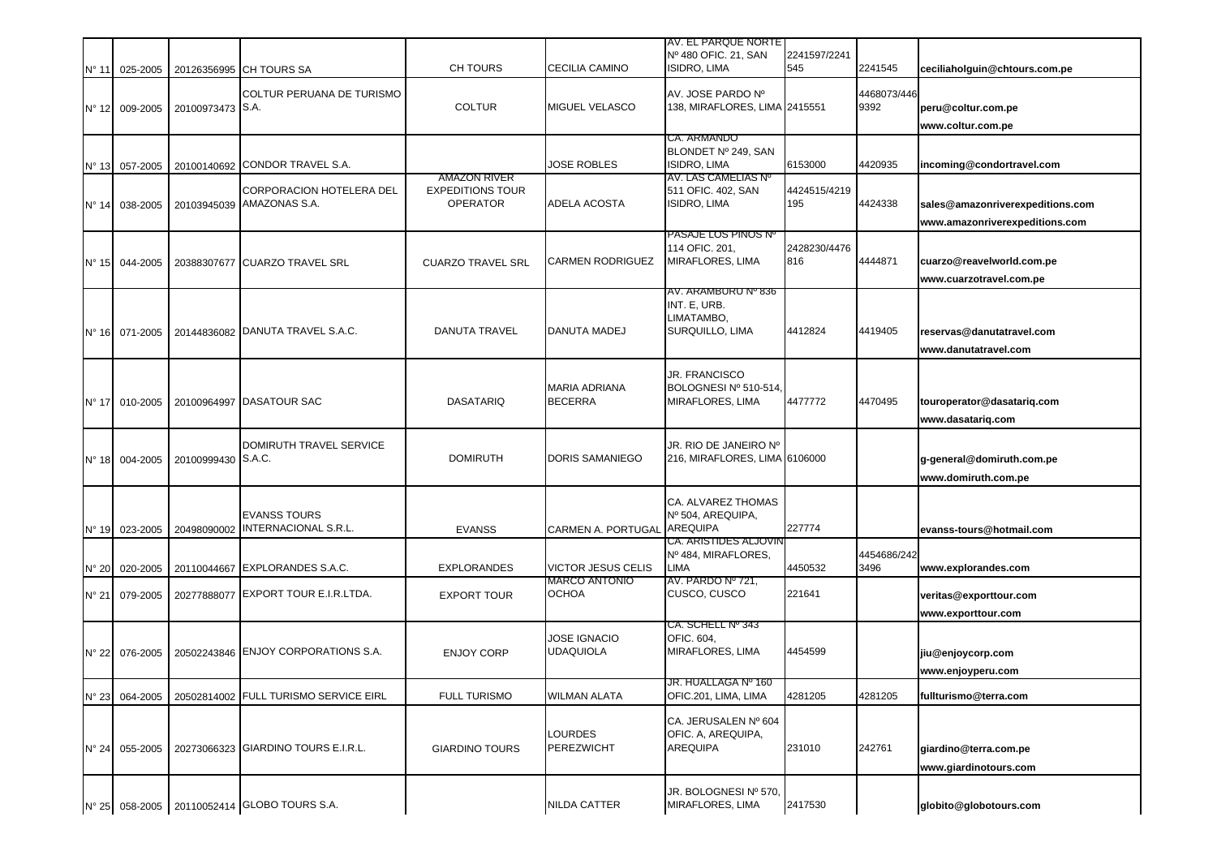| | | | | | | | | | |
|---|---|---|---|---|---|---|---|---|---|
| N° 11 | 025-2005 | 20126356995 | CH TOURS SA | CH TOURS | CECILIA CAMINO | AV. EL PARQUE NORTE Nº 480 OFIC. 21, SAN ISIDRO, LIMA | 2241597/2241545 | 2241545 | ceciliaholguin@chtours.com.pe |
| N° 12 | 009-2005 | 20100973473 | COLTUR PERUANA DE TURISMO S.A. | COLTUR | MIGUEL VELASCO | AV. JOSE PARDO Nº 138, MIRAFLORES, LIMA | 2415551 | 4468073/4469392 | peru@coltur.com.pe<br>www.coltur.com.pe |
| N° 13 | 057-2005 | 20100140692 | CONDOR TRAVEL S.A. | | JOSE ROBLES | CA. ARMANDO BLONDET Nº 249, SAN ISIDRO, LIMA | 6153000 | 4420935 | incoming@condortravel.com |
| N° 14 | 038-2005 | 20103945039 | CORPORACION HOTELERA DEL AMAZONAS S.A. | AMAZON RIVER EXPEDITIONS TOUR OPERATOR | ADELA ACOSTA | AV. LAS CAMELIAS Nº 511 OFIC. 402, SAN ISIDRO, LIMA | 4424515/4219195 | 4424338 | sales@amazonriverexpeditions.com<br>www.amazonriverexpeditions.com |
| N° 15 | 044-2005 | 20388307677 | CUARZO TRAVEL SRL | CUARZO TRAVEL SRL | CARMEN RODRIGUEZ | PASAJE LOS PINOS Nº 114 OFIC. 201, MIRAFLORES, LIMA | 2428230/4476816 | 4444871 | cuarzo@reavelworld.com.pe<br>www.cuarzotravel.com.pe |
| N° 16 | 071-2005 | 20144836082 | DANUTA TRAVEL S.A.C. | DANUTA TRAVEL | DANUTA MADEJ | AV. ARAMBURU Nº 836 INT. E, URB. LIMATAMBO, SURQUILLO, LIMA | 4412824 | 4419405 | reservas@danutatravel.com<br>www.danutatravel.com |
| N° 17 | 010-2005 | 20100964997 | DASATOUR SAC | DASATARIQ | MARIA ADRIANA BECERRA | JR. FRANCISCO BOLOGNESI Nº 510-514, MIRAFLORES, LIMA | 4477772 | 4470495 | touroperator@dasatariq.com<br>www.dasatariq.com |
| N° 18 | 004-2005 | 20100999430 | DOMIRUTH TRAVEL SERVICE S.A.C. | DOMIRUTH | DORIS SAMANIEGO | JR. RIO DE JANEIRO Nº 216, MIRAFLORES, LIMA | 6106000 | | g-general@domiruth.com.pe<br>www.domiruth.com.pe |
| N° 19 | 023-2005 | 20498090002 | EVANSS TOURS INTERNACIONAL S.R.L. | EVANSS | CARMEN A. PORTUGAL | CA. ALVAREZ THOMAS Nº 504, AREQUIPA, AREQUIPA | 227774 | | evanss-tours@hotmail.com |
| N° 20 | 020-2005 | 20110044667 | EXPLORANDES S.A.C. | EXPLORANDES | VICTOR JESUS CELIS | CA. ARISTIDES ALJOVIN Nº 484, MIRAFLORES, LIMA | 4450532 | 4454686/2423496 | www.explorandes.com |
| N° 21 | 079-2005 | 20277888077 | EXPORT TOUR E.I.R.LTDA. | EXPORT TOUR | MARCO ANTONIO OCHOA | AV. PARDO Nº 721, CUSCO, CUSCO | 221641 | | veritas@exporttour.com<br>www.exporttour.com |
| N° 22 | 076-2005 | 20502243846 | ENJOY CORPORATIONS S.A. | ENJOY CORP | JOSE IGNACIO UDAQUIOLA | CA. SCHELL Nº 343 OFIC. 604, MIRAFLORES, LIMA | 4454599 | | jiu@enjoycorp.com<br>www.enjoyperu.com |
| N° 23 | 064-2005 | 20502814002 | FULL TURISMO SERVICE EIRL | FULL TURISMO | WILMAN ALATA | JR. HUALLAGA Nº 160 OFIC.201, LIMA, LIMA | 4281205 | 4281205 | fullturismo@terra.com |
| N° 24 | 055-2005 | 20273066323 | GIARDINO TOURS E.I.R.L. | GIARDINO TOURS | LOURDES PEREZWICHT | CA. JERUSALEN Nº 604 OFIC. A, AREQUIPA, AREQUIPA | 231010 | 242761 | giardino@terra.com.pe<br>www.giardinotours.com |
| N° 25 | 058-2005 | 20110052414 | GLOBO TOURS S.A. | | NILDA CATTER | JR. BOLOGNESI Nº 570, MIRAFLORES, LIMA | 2417530 | | globito@globotours.com |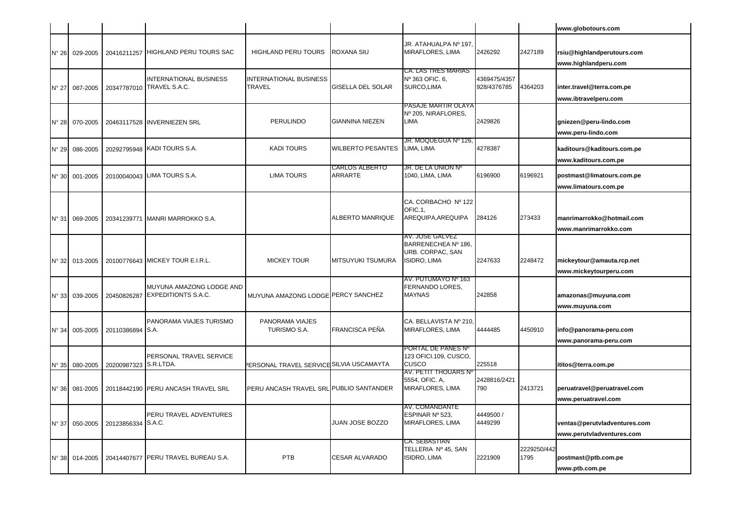| | | | | | | | | | |
|---|---|---|---|---|---|---|---|---|---|
| | | | | | | | | | www.globotours.com |
| N° 26 | 029-2005 | 20416211257 | HIGHLAND PERU TOURS SAC | HIGHLAND PERU TOURS | ROXANA SIU | JR. ATAHUALPA Nº 197, MIRAFLORES, LIMA | 2426292 | 2427189 | rsiu@highlandperutours.com www.highlandperu.com |
| N° 27 | 087-2005 | 20347787010 | INTERNATIONAL BUSINESS TRAVEL S.A.C. | INTERNATIONAL BUSINESS TRAVEL | GISELLA DEL SOLAR | CA. LAS TRES MARIAS Nº 363 OFIC. 6, SURCO,LIMA | 4369475/4357928/4376785 | 4364203 | inter.travel@terra.com.pe www.ibtravelperu.com |
| N° 28 | 070-2005 | 20463117528 | INVERNIEZEN SRL | PERULINDO | GIANNINA NIEZEN | PASAJE MARTIR OLAYA Nº 205, NIRAFLORES, LIMA | 2429826 | | gniezen@peru-lindo.com www.peru-lindo.com |
| N° 29 | 086-2005 | 20292795948 | KADI TOURS S.A. | KADI TOURS | WILBERTO PESANTES | JR. MOQUEGUA Nº 126, LIMA, LIMA | 4278387 | | kaditours@kaditours.com.pe www.kaditours.com.pe |
| N° 30 | 001-2005 | 20100040043 | LIMA TOURS S.A. | LIMA TOURS | CARLOS ALBERTO ARRARTE | JR. DE LA UNION Nº 1040, LIMA, LIMA | 6196900 | 6196921 | postmast@limatours.com.pe www.limatours.com.pe |
| N° 31 | 069-2005 | 20341239771 | MANRI MARROKKO S.A. | | ALBERTO MANRIQUE | CA. CORBACHO Nº 122 OFIC.1, AREQUIPA,AREQUIPA | 284126 | 273433 | manrimarrokko@hotmail.com www.manrimarrokko.com |
| N° 32 | 013-2005 | 20100776643 | MICKEY TOUR E.I.R.L. | MICKEY TOUR | MITSUYUKI TSUMURA | AV. JOSE GALVEZ BARRENECHEA Nº 186, URB. CORPAC, SAN ISIDRO, LIMA | 2247633 | 2248472 | mickeytour@amauta.rcp.net www.mickeytourperu.com |
| N° 33 | 039-2005 | 20450826287 | MUYUNA AMAZONG LODGE AND EXPEDITIONTS S.A.C. | MUYUNA AMAZONG LODGE | PERCY SANCHEZ | AV. PUTUMAYO Nº 163 FERNANDO LORES, MAYNAS | 242858 | | amazonas@muyuna.com www.muyuna.com |
| N° 34 | 005-2005 | 20110386894 | PANORAMA VIAJES TURISMO S.A. | PANORAMA VIAJES TURISMO S.A. | FRANCISCA PEÑA | CA. BELLAVISTA Nº 210, MIRAFLORES, LIMA | 4444485 | 4450910 | info@panorama-peru.com www.panorama-peru.com |
| N° 35 | 080-2005 | 20200987323 | PERSONAL TRAVEL SERVICE S.R.LTDA. | PERSONAL TRAVEL SERVICE | SILVIA USCAMAYTA | PORTAL DE PANES Nº 123 OFICI.109, CUSCO, CUSCO | 225518 | | ititos@terra.com.pe |
| N° 36 | 081-2005 | 20118442190 | PERU ANCASH TRAVEL SRL | PERU ANCASH TRAVEL SRL | PUBLIO SANTANDER | AV. PETIT THOUARS Nº 5554, OFIC. A, MIRAFLORES, LIMA | 2428816/2421790 | 2413721 | peruatravel@peruatravel.com www.peruatravel.com |
| N° 37 | 050-2005 | 20123856334 | PERU TRAVEL ADVENTURES S.A.C. | | JUAN JOSE BOZZO | AV. COMANDANTE ESPINAR Nº 523, MIRAFLORES, LIMA | 4449500 / 4449299 | | ventas@perutvladventures.com www.perutvladventures.com |
| N° 38 | 014-2005 | 20414407677 | PERU TRAVEL BUREAU S.A. | PTB | CESAR ALVARADO | CA. SEBASTIAN TELLERIA Nº 45, SAN ISIDRO, LIMA | 2221909 | 2229250/4421795 | postmast@ptb.com.pe www.ptb.com.pe |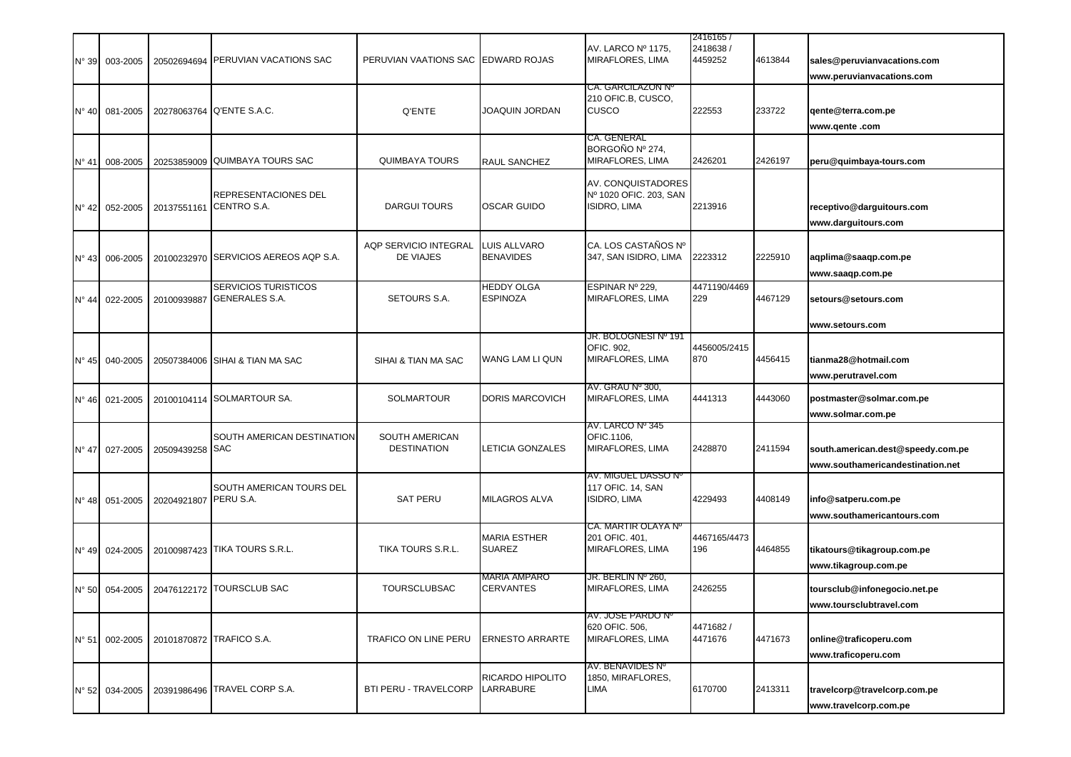| | | | | | | | | | |
|---|---|---|---|---|---|---|---|---|---|
| N° 39 | 003-2005 | 20502694694 | PERUVIAN VACATIONS SAC | PERUVIAN VAATIONS SAC | EDWARD ROJAS | AV. LARCO Nº 1175, MIRAFLORES, LIMA | 2416165 / 2418638 / 4459252 | 4613844 | **sales@peruvianvacations.com** **www.peruvianvacations.com** |
| N° 40 | 081-2005 | 20278063764 | Q'ENTE S.A.C. | Q'ENTE | JOAQUIN JORDAN | CA. GARCILAZON Nº 210 OFIC.B, CUSCO, CUSCO | 222553 | 233722 | **qente@terra.com.pe** **www.qente .com** |
| N° 41 | 008-2005 | 20253859009 | QUIMBAYA TOURS SAC | QUIMBAYA TOURS | RAUL SANCHEZ | CA. GENERAL BORGOÑO Nº 274, MIRAFLORES, LIMA | 2426201 | 2426197 | **peru@quimbaya-tours.com** |
| N° 42 | 052-2005 | 20137551161 | REPRESENTACIONES DEL CENTRO S.A. | DARGUI TOURS | OSCAR GUIDO | AV. CONQUISTADORES Nº 1020 OFIC. 203, SAN ISIDRO, LIMA | 2213916 | | **receptivo@darguitours.com** **www.darguitours.com** |
| N° 43 | 006-2005 | 20100232970 | SERVICIOS AEREOS AQP S.A. | AQP SERVICIO INTEGRAL DE VIAJES | LUIS ALLVARO BENAVIDES | CA. LOS CASTAÑOS Nº 347, SAN ISIDRO, LIMA | 2223312 | 2225910 | **aqplima@saaqp.com.pe** **www.saaqp.com.pe** |
| N° 44 | 022-2005 | 20100939887 | SERVICIOS TURISTICOS GENERALES S.A. | SETOURS S.A. | HEDDY OLGA ESPINOZA | ESPINAR Nº 229, MIRAFLORES, LIMA | 4471190/4469229 | 4467129 | **setours@setours.com** **www.setours.com** |
| N° 45 | 040-2005 | 20507384006 | SIHAI & TIAN MA SAC | SIHAI & TIAN MA SAC | WANG LAM LI QUN | JR. BOLOGNESI Nº 191 OFIC. 902, MIRAFLORES, LIMA | 4456005/2415870 | 4456415 | **tianma28@hotmail.com** **www.perutravel.com** |
| N° 46 | 021-2005 | 20100104114 | SOLMARTOUR SA. | SOLMARTOUR | DORIS MARCOVICH | AV. GRAU Nº 300, MIRAFLORES, LIMA | 4441313 | 4443060 | **postmaster@solmar.com.pe** **www.solmar.com.pe** |
| N° 47 | 027-2005 | 20509439258 | SOUTH AMERICAN DESTINATION SAC | SOUTH AMERICAN DESTINATION | LETICIA GONZALES | AV. LARCO Nº 345 OFIC.1106, MIRAFLORES, LIMA | 2428870 | 2411594 | **south.american.dest@speedy.com.pe** **www.southamericandestination.net** |
| N° 48 | 051-2005 | 20204921807 | SOUTH AMERICAN TOURS DEL PERU S.A. | SAT PERU | MILAGROS ALVA | AV. MIGUEL DASSO Nº 117 OFIC. 14, SAN ISIDRO, LIMA | 4229493 | 4408149 | **info@satperu.com.pe** **www.southamericantours.com** |
| N° 49 | 024-2005 | 20100987423 | TIKA TOURS S.R.L. | TIKA TOURS S.R.L. | MARIA ESTHER SUAREZ | CA. MARTIR OLAYA Nº 201 OFIC. 401, MIRAFLORES, LIMA | 4467165/4473196 | 4464855 | **tikatours@tikagroup.com.pe** **www.tikagroup.com.pe** |
| N° 50 | 054-2005 | 20476122172 | TOURSCLUB SAC | TOURSCLUBSAC | MARIA AMPARO CERVANTES | JR. BERLIN Nº 260, MIRAFLORES, LIMA | 2426255 | | **toursclub@infonegocio.net.pe** **www.toursclubtravel.com** |
| N° 51 | 002-2005 | 20101870872 | TRAFICO S.A. | TRAFICO ON LINE PERU | ERNESTO ARRARTE | AV. JOSE PARDO Nº 620 OFIC. 506, MIRAFLORES, LIMA | 4471682 / 4471676 | 4471673 | **online@traficoperu.com** **www.traficoperu.com** |
| N° 52 | 034-2005 | 20391986496 | TRAVEL CORP S.A. | BTI PERU - TRAVELCORP | RICARDO HIPOLITO LARRABURE | AV. BENAVIDES Nº 1850, MIRAFLORES, LIMA | 6170700 | 2413311 | **travelcorp@travelcorp.com.pe** **www.travelcorp.com.pe** |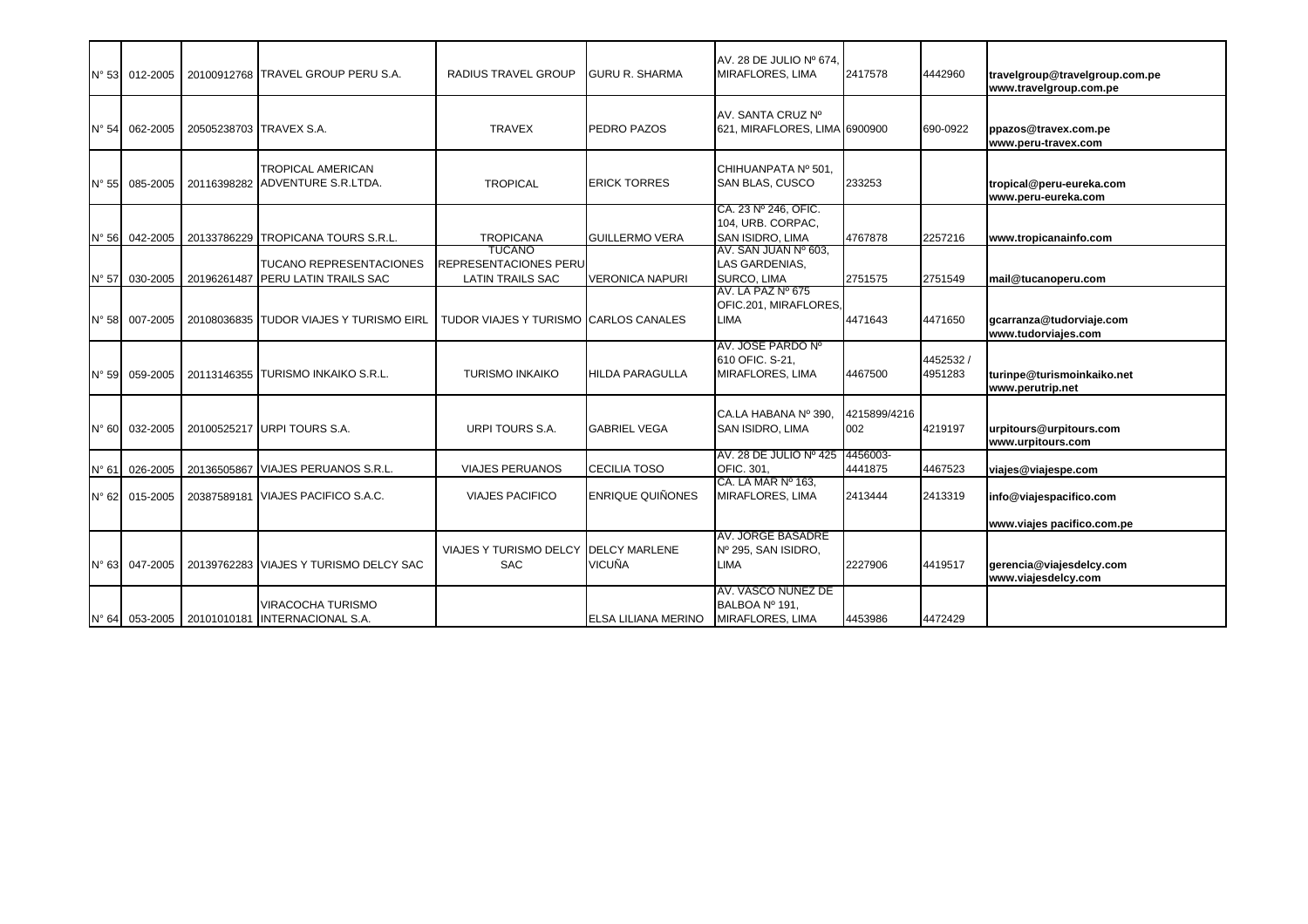| | | | | | | | | | |
|---|---|---|---|---|---|---|---|---|---|
| N° 53 | 012-2005 | 20100912768 | TRAVEL GROUP PERU S.A. | RADIUS TRAVEL GROUP | GURU R. SHARMA | AV. 28 DE JULIO Nº 674, MIRAFLORES, LIMA | 2417578 | 4442960 | **travelgroup@travelgroup.com.pe www.travelgroup.com.pe** |
| N° 54 | 062-2005 | 20505238703 | TRAVEX S.A. | TRAVEX | PEDRO PAZOS | AV. SANTA CRUZ Nº 621, MIRAFLORES, LIMA | 6900900 | 690-0922 | **ppazos@travex.com.pe www.peru-travex.com** |
| N° 55 | 085-2005 | 20116398282 | TROPICAL AMERICAN ADVENTURE S.R.LTDA. | TROPICAL | ERICK TORRES | CHIHUANPATA Nº 501, SAN BLAS, CUSCO | 233253 | | **tropical@peru-eureka.com www.peru-eureka.com** |
| N° 56 | 042-2005 | 20133786229 | TROPICANA TOURS S.R.L. | TROPICANA | GUILLERMO VERA | CA. 23 Nº 246, OFIC. 104, URB. CORPAC, SAN ISIDRO, LIMA | 4767878 | 2257216 | **www.tropicanainfo.com** |
| N° 57 | 030-2005 | 20196261487 | TUCANO REPRESENTACIONES PERU LATIN TRAILS SAC | TUCANO REPRESENTACIONES PERU LATIN TRAILS SAC | VERONICA NAPURI | AV. SAN JUAN Nº 603, LAS GARDENIAS, SURCO, LIMA | 2751575 | 2751549 | **mail@tucanoperu.com** |
| N° 58 | 007-2005 | 20108036835 | TUDOR VIAJES Y TURISMO EIRL | TUDOR VIAJES Y TURISMO | CARLOS CANALES | AV. LA PAZ Nº 675 OFIC.201, MIRAFLORES, LIMA | 4471643 | 4471650 | **gcarranza@tudorviaje.com www.tudorviajes.com** |
| N° 59 | 059-2005 | 20113146355 | TURISMO INKAIKO S.R.L. | TURISMO INKAIKO | HILDA PARAGULLA | AV. JOSE PARDO Nº 610 OFIC. S-21, MIRAFLORES, LIMA | 4467500 | 4452532 / 4951283 | **turinpe@turismoinkaiko.net www.perutrip.net** |
| N° 60 | 032-2005 | 20100525217 | URPI TOURS S.A. | URPI TOURS S.A. | GABRIEL VEGA | CA.LA HABANA Nº 390, SAN ISIDRO, LIMA | 4215899/4216002 | 4219197 | **urpitours@urpitours.com www.urpitours.com** |
| N° 61 | 026-2005 | 20136505867 | VIAJES PERUANOS S.R.L. | VIAJES PERUANOS | CECILIA TOSO | AV. 28 DE JULIO Nº 425 OFIC. 301, | 4456003-4441875 | 4467523 | **viajes@viajespe.com** |
| N° 62 | 015-2005 | 20387589181 | VIAJES PACIFICO S.A.C. | VIAJES PACIFICO | ENRIQUE QUIÑONES | CA. LA MAR Nº 163, MIRAFLORES, LIMA | 2413444 | 2413319 | **info@viajespacifico.com www.viajes pacifico.com.pe** |
| N° 63 | 047-2005 | 20139762283 | VIAJES Y TURISMO DELCY SAC | VIAJES Y TURISMO DELCY SAC | DELCY MARLENE VICUÑA | AV. JORGE BASADRE Nº 295, SAN ISIDRO, LIMA | 2227906 | 4419517 | **gerencia@viajesdelcy.com www.viajesdelcy.com** |
| N° 64 | 053-2005 | 20101010181 | VIRACOCHA TURISMO INTERNACIONAL S.A. | | ELSA LILIANA MERINO | AV. VASCO NUÑEZ DE BALBOA Nº 191, MIRAFLORES, LIMA | 4453986 | 4472429 | |